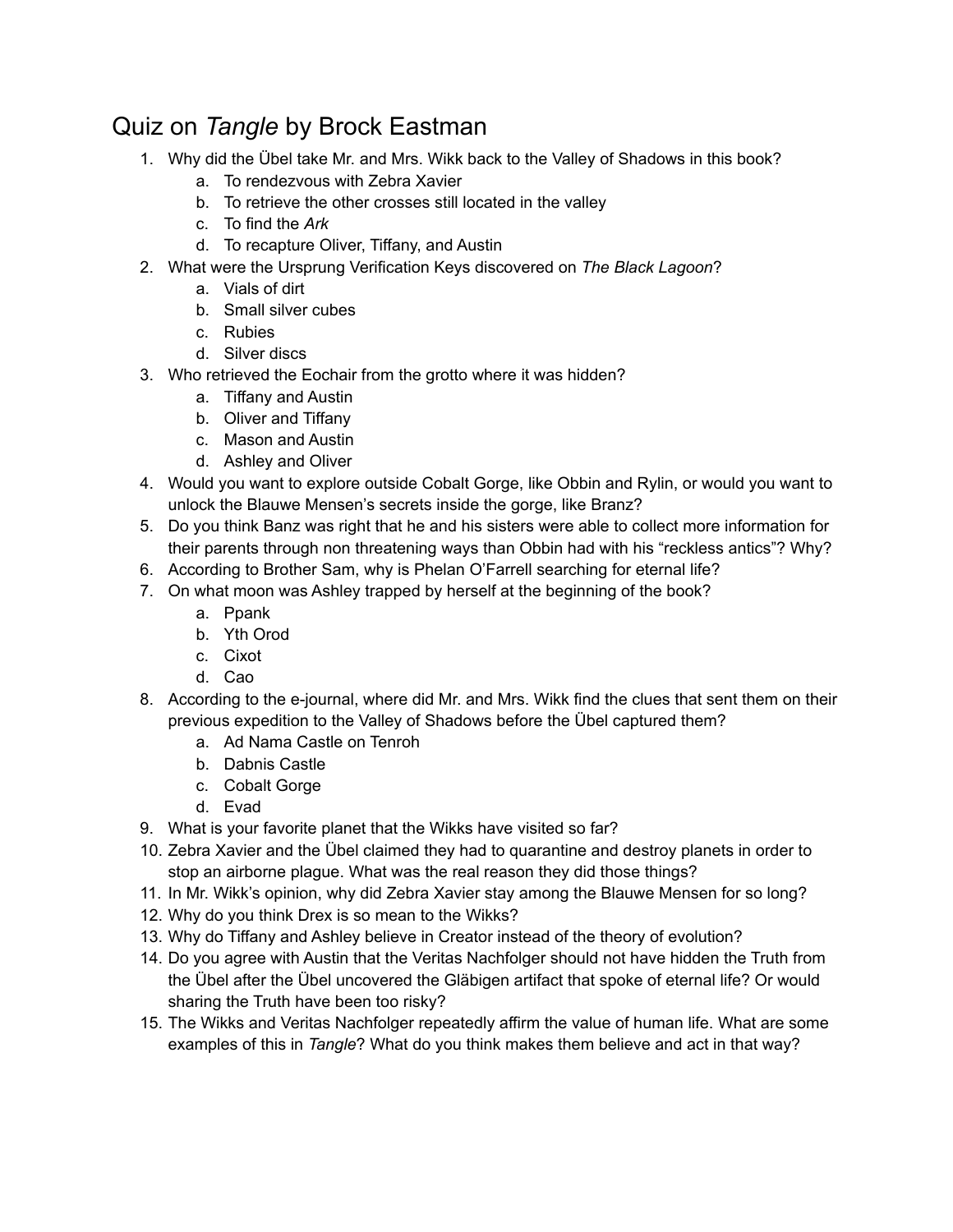# Quiz on *Tangle* by Brock Eastman

1. Why did the Übel take Mr. and Mrs. Wikk back to the Valley of Shadows in this book?
    a. To rendezvous with Zebra Xavier
    b. To retrieve the other crosses still located in the valley
    c. To find the *Ark*
    d. To recapture Oliver, Tiffany, and Austin
2. What were the Ursprung Verification Keys discovered on *The Black Lagoon*?
    a. Vials of dirt
    b. Small silver cubes
    c. Rubies
    d. Silver discs
3. Who retrieved the Eochair from the grotto where it was hidden?
    a. Tiffany and Austin
    b. Oliver and Tiffany
    c. Mason and Austin
    d. Ashley and Oliver
4. Would you want to explore outside Cobalt Gorge, like Obbin and Rylin, or would you want to unlock the Blauwe Mensen's secrets inside the gorge, like Branz?
5. Do you think Banz was right that he and his sisters were able to collect more information for their parents through non threatening ways than Obbin had with his "reckless antics"? Why?
6. According to Brother Sam, why is Phelan O'Farrell searching for eternal life?
7. On what moon was Ashley trapped by herself at the beginning of the book?
    a. Ppank
    b. Yth Orod
    c. Cixot
    d. Cao
8. According to the e-journal, where did Mr. and Mrs. Wikk find the clues that sent them on their previous expedition to the Valley of Shadows before the Übel captured them?
    a. Ad Nama Castle on Tenroh
    b. Dabnis Castle
    c. Cobalt Gorge
    d. Evad
9. What is your favorite planet that the Wikks have visited so far?
10. Zebra Xavier and the Übel claimed they had to quarantine and destroy planets in order to stop an airborne plague. What was the real reason they did those things?
11. In Mr. Wikk's opinion, why did Zebra Xavier stay among the Blauwe Mensen for so long?
12. Why do you think Drex is so mean to the Wikks?
13. Why do Tiffany and Ashley believe in Creator instead of the theory of evolution?
14. Do you agree with Austin that the Veritas Nachfolger should not have hidden the Truth from the Übel after the Übel uncovered the Gläbigen artifact that spoke of eternal life? Or would sharing the Truth have been too risky?
15. The Wikks and Veritas Nachfolger repeatedly affirm the value of human life. What are some examples of this in *Tangle*? What do you think makes them believe and act in that way?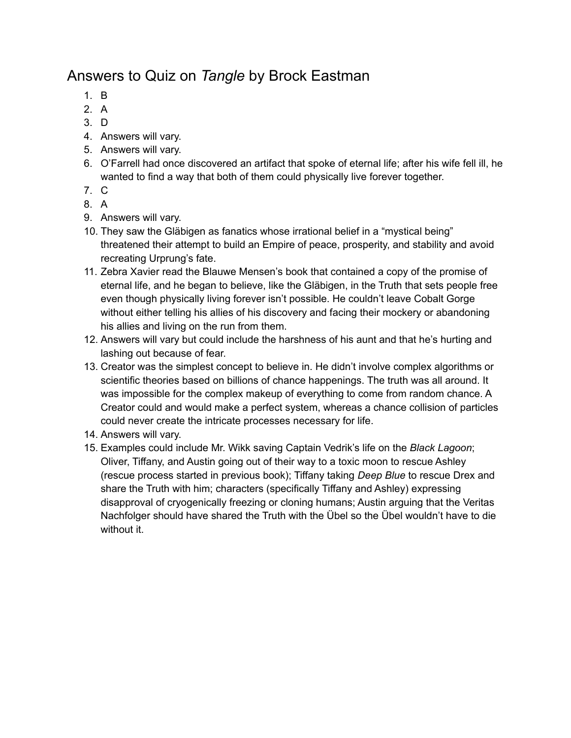# Answers to Quiz on *Tangle* by Brock Eastman

1. B
2. A
3. D
4. Answers will vary.
5. Answers will vary.
6. O'Farrell had once discovered an artifact that spoke of eternal life; after his wife fell ill, he wanted to find a way that both of them could physically live forever together.
7. C
8. A
9. Answers will vary.
10. They saw the Gläbigen as fanatics whose irrational belief in a "mystical being" threatened their attempt to build an Empire of peace, prosperity, and stability and avoid recreating Urprung's fate.
11. Zebra Xavier read the Blauwe Mensen's book that contained a copy of the promise of eternal life, and he began to believe, like the Gläbigen, in the Truth that sets people free even though physically living forever isn't possible. He couldn't leave Cobalt Gorge without either telling his allies of his discovery and facing their mockery or abandoning his allies and living on the run from them.
12. Answers will vary but could include the harshness of his aunt and that he's hurting and lashing out because of fear.
13. Creator was the simplest concept to believe in. He didn't involve complex algorithms or scientific theories based on billions of chance happenings. The truth was all around. It was impossible for the complex makeup of everything to come from random chance. A Creator could and would make a perfect system, whereas a chance collision of particles could never create the intricate processes necessary for life.
14. Answers will vary.
15. Examples could include Mr. Wikk saving Captain Vedrik's life on the *Black Lagoon*; Oliver, Tiffany, and Austin going out of their way to a toxic moon to rescue Ashley (rescue process started in previous book); Tiffany taking *Deep Blue* to rescue Drex and share the Truth with him; characters (specifically Tiffany and Ashley) expressing disapproval of cryogenically freezing or cloning humans; Austin arguing that the Veritas Nachfolger should have shared the Truth with the Übel so the Übel wouldn't have to die without it.